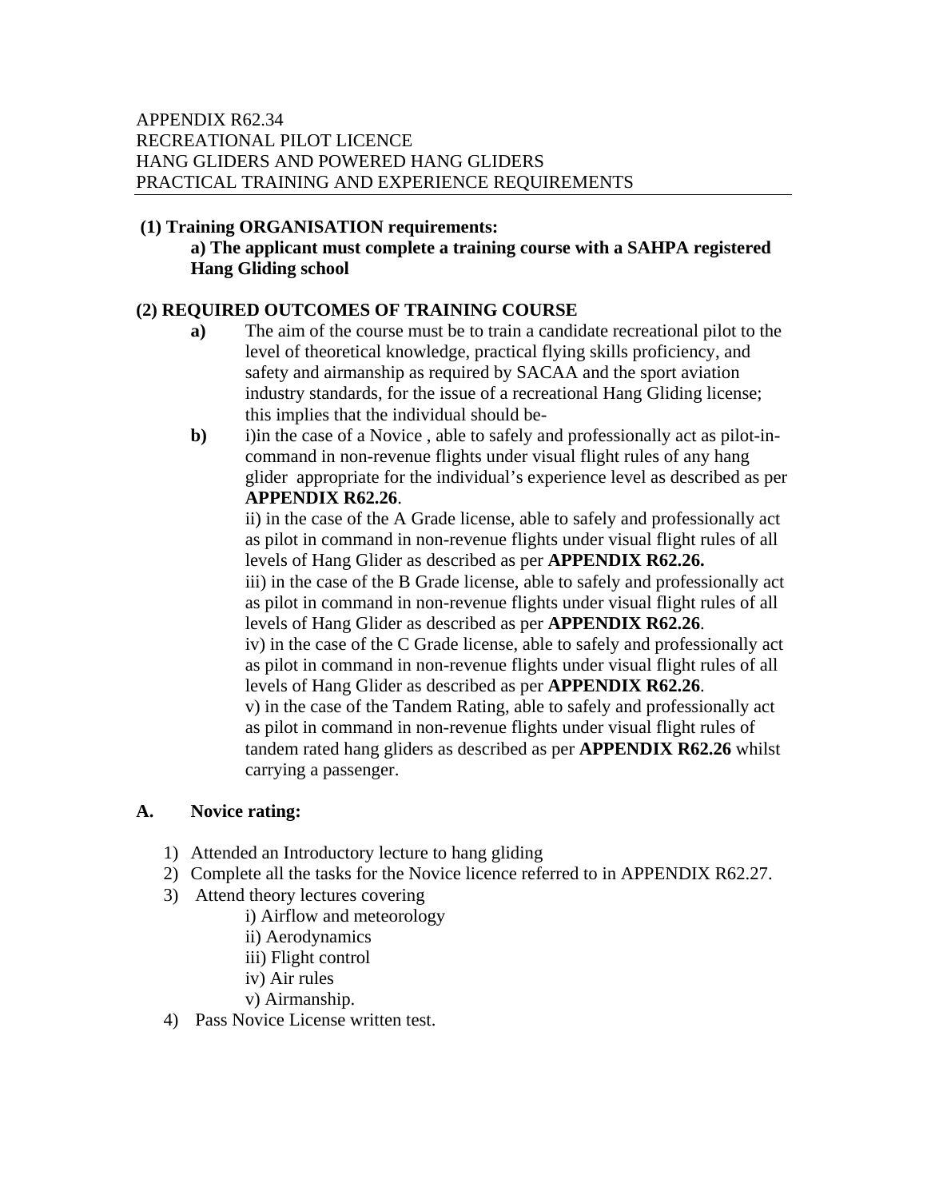APPENDIX R62.34
RECREATIONAL PILOT LICENCE
HANG GLIDERS AND POWERED HANG GLIDERS
PRACTICAL TRAINING AND EXPERIENCE REQUIREMENTS

**(1) Training ORGANISATION requirements:**

**a) The applicant must complete a training course with a SAHPA registered Hang Gliding school**

**(2) REQUIRED OUTCOMES OF TRAINING COURSE**

**a)** The aim of the course must be to train a candidate recreational pilot to the level of theoretical knowledge, practical flying skills proficiency, and safety and airmanship as required by SACAA and the sport aviation industry standards, for the issue of a recreational Hang Gliding license; this implies that the individual should be-

**b)** i)in the case of a Novice , able to safely and professionally act as pilot-in-command in non-revenue flights under visual flight rules of any hang glider appropriate for the individual's experience level as described as per **APPENDIX R62.26**.

ii) in the case of the A Grade license, able to safely and professionally act as pilot in command in non-revenue flights under visual flight rules of all levels of Hang Glider as described as per **APPENDIX R62.26.**

iii) in the case of the B Grade license, able to safely and professionally act as pilot in command in non-revenue flights under visual flight rules of all levels of Hang Glider as described as per **APPENDIX R62.26**.

iv) in the case of the C Grade license, able to safely and professionally act as pilot in command in non-revenue flights under visual flight rules of all levels of Hang Glider as described as per **APPENDIX R62.26**.

v) in the case of the Tandem Rating, able to safely and professionally act as pilot in command in non-revenue flights under visual flight rules of tandem rated hang gliders as described as per **APPENDIX R62.26** whilst carrying a passenger.

**A. Novice rating:**

1) Attended an Introductory lecture to hang gliding
2) Complete all the tasks for the Novice licence referred to in APPENDIX R62.27.
3) Attend theory lectures covering
   - i) Airflow and meteorology
   - ii) Aerodynamics
   - iii) Flight control
   - iv) Air rules
   - v) Airmanship.
4) Pass Novice License written test.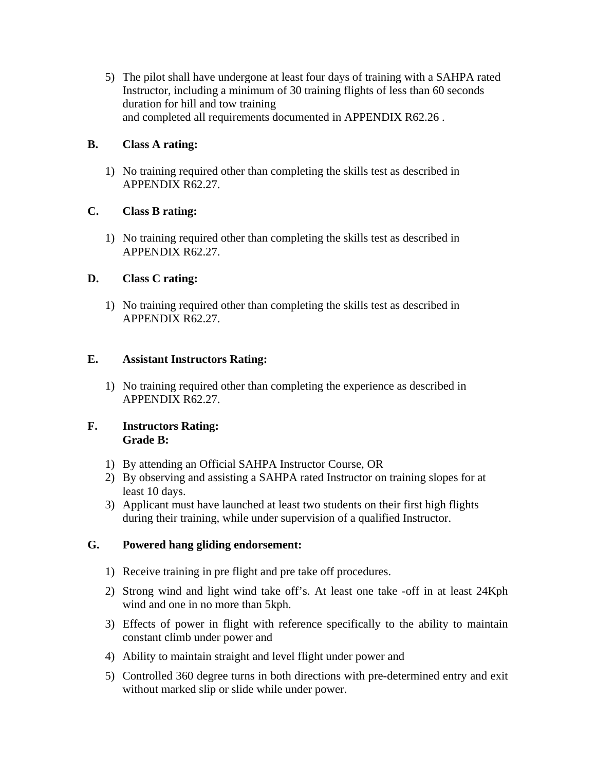5) The pilot shall have undergone at least four days of training with a SAHPA rated Instructor, including a minimum of 30 training flights of less than 60 seconds duration for hill and tow training and completed all requirements documented in APPENDIX R62.26 .

**B. Class A rating:**

1) No training required other than completing the skills test as described in APPENDIX R62.27.

**C. Class B rating:**

1) No training required other than completing the skills test as described in APPENDIX R62.27.

**D. Class C rating:**

1) No training required other than completing the skills test as described in APPENDIX R62.27.

**E. Assistant Instructors Rating:**

1) No training required other than completing the experience as described in APPENDIX R62.27.

**F. Instructors Rating:**
**Grade B:**

1) By attending an Official SAHPA Instructor Course, OR
2) By observing and assisting a SAHPA rated Instructor on training slopes for at least 10 days.
3) Applicant must have launched at least two students on their first high flights during their training, while under supervision of a qualified Instructor.

**G. Powered hang gliding endorsement:**

1) Receive training in pre flight and pre take off procedures.
2) Strong wind and light wind take off's. At least one take -off in at least 24Kph wind and one in no more than 5kph.
3) Effects of power in flight with reference specifically to the ability to maintain constant climb under power and
4) Ability to maintain straight and level flight under power and
5) Controlled 360 degree turns in both directions with pre-determined entry and exit without marked slip or slide while under power.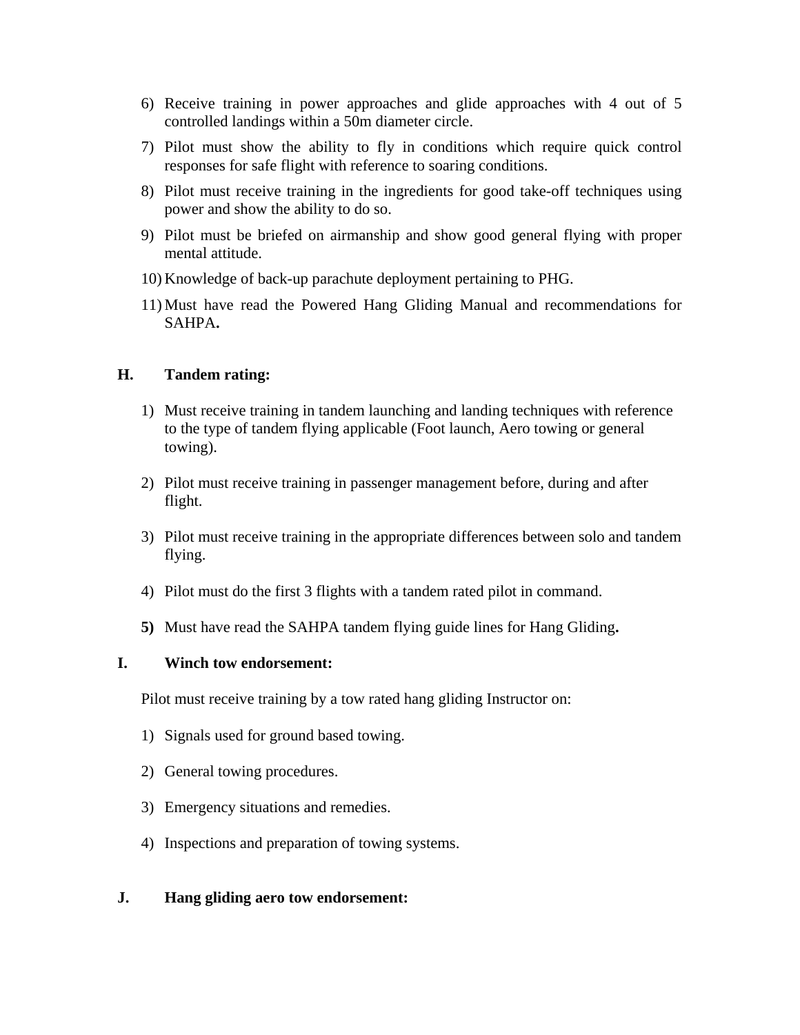6) Receive training in power approaches and glide approaches with 4 out of 5 controlled landings within a 50m diameter circle.
7) Pilot must show the ability to fly in conditions which require quick control responses for safe flight with reference to soaring conditions.
8) Pilot must receive training in the ingredients for good take-off techniques using power and show the ability to do so.
9) Pilot must be briefed on airmanship and show good general flying with proper mental attitude.
10) Knowledge of back-up parachute deployment pertaining to PHG.
11) Must have read the Powered Hang Gliding Manual and recommendations for SAHPA**.**

## H. Tandem rating:

1) Must receive training in tandem launching and landing techniques with reference to the type of tandem flying applicable (Foot launch, Aero towing or general towing).
2) Pilot must receive training in passenger management before, during and after flight.
3) Pilot must receive training in the appropriate differences between solo and tandem flying.
4) Pilot must do the first 3 flights with a tandem rated pilot in command.
5) Must have read the SAHPA tandem flying guide lines for Hang Gliding**.**

## I. Winch tow endorsement:

Pilot must receive training by a tow rated hang gliding Instructor on:

1) Signals used for ground based towing.
2) General towing procedures.
3) Emergency situations and remedies.
4) Inspections and preparation of towing systems.

## J. Hang gliding aero tow endorsement: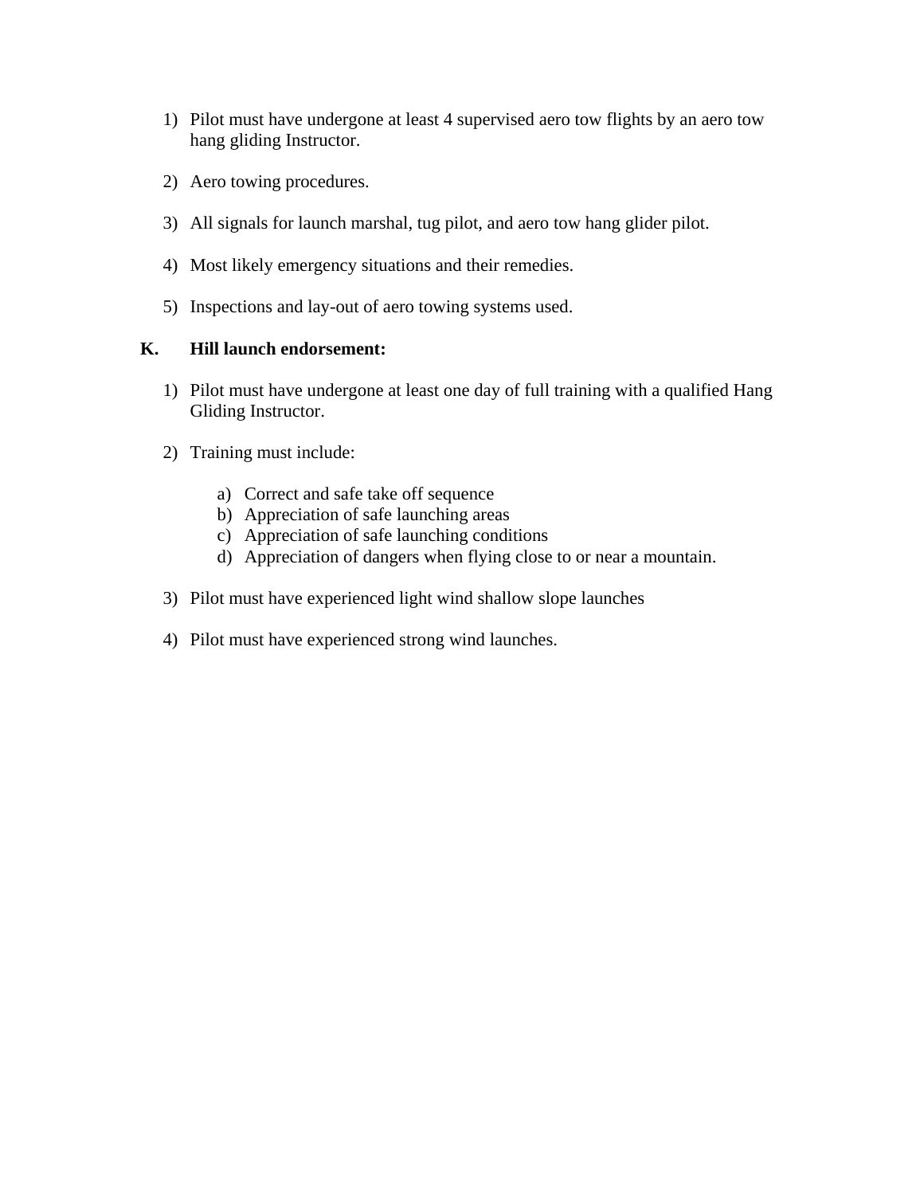1) Pilot must have undergone at least 4 supervised aero tow flights by an aero tow hang gliding Instructor.

2) Aero towing procedures.

3) All signals for launch marshal, tug pilot, and aero tow hang glider pilot.

4) Most likely emergency situations and their remedies.

5) Inspections and lay-out of aero towing systems used.

**K. Hill launch endorsement:**

1) Pilot must have undergone at least one day of full training with a qualified Hang Gliding Instructor.

2) Training must include:

   a) Correct and safe take off sequence
   b) Appreciation of safe launching areas
   c) Appreciation of safe launching conditions
   d) Appreciation of dangers when flying close to or near a mountain.

3) Pilot must have experienced light wind shallow slope launches

4) Pilot must have experienced strong wind launches.